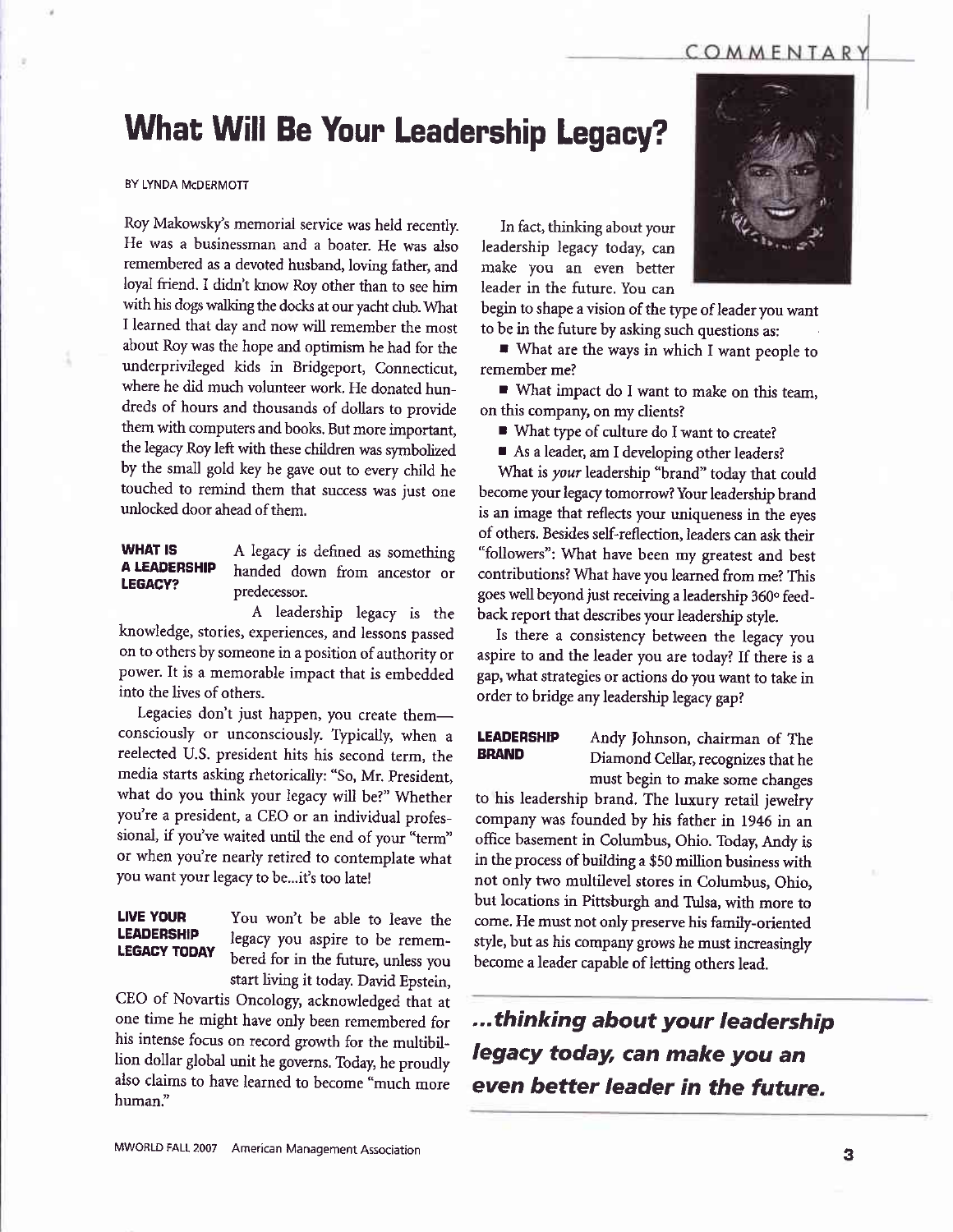# What Will Be Your Leadership Legacy?

BY LYNDA McDERMOTT

Roy Makowsky's memorial service was held recently. He was a businessman and a boater. He was also remembered as a devoted husband, loving father, and loyal friend. I didn't know Roy other than to see him with his dogs walking the docks at our yacht club. What I learned that day and now will remember the most about Roy was the hope and optimism he had for the underprivileged kids in Bridgeport, Connecticut, where he did much volunteer work. He donated hundreds of hours and thousands of dollars to provide them with computers and books. But more important, the legacy Roy left with these children was symbolized by the small gold key he gave out to every child he touched to remind them that success was just one unlocked door ahead of them.

## WHAT IS A LEADERSHIP LEGACY?

A legacy is defined as something handed down from ancestor or predecessor.

A leadership legacy is the knowledge, stories, experiences, and lessons passed on to others by someone in a position of authority or power. It is a memorable impact that is embedded into the lives of others.

Legacies don't just happen, you create them—consciously or unconsciously. Typically, when a reelected U.S. president hits his second term, the media starts asking rhetorically: "So, Mr. President, what do you think your legacy will be?" Whether you're a president, a CEO or an individual professional, if you've waited until the end of your "term" or when you're nearly retired to contemplate what you want your legacy to be...it's too late!

## LIVE YOUR LEADERSHIP LEGACY TODAY

You won't be able to leave the legacy you aspire to be remembered for in the future, unless you start living it today. David Epstein, CEO of Novartis Oncology, acknowledged that at one time he might have only been remembered for his intense focus on record growth for the multibillion dollar global unit he governs. Today, he proudly also claims to have learned to become "much more human."

In fact, thinking about your leadership legacy today, can make you an even better leader in the future. You can begin to shape a vision of the type of leader you want to be in the future by asking such questions as:

- What are the ways in which I want people to remember me?
- What impact do I want to make on this team, on this company, on my clients?
- What type of culture do I want to create?
- As a leader, am I developing other leaders?

What is *your* leadership "brand" today that could become your legacy tomorrow? Your leadership brand is an image that reflects your uniqueness in the eyes of others. Besides self-reflection, leaders can ask their "followers": What have been my greatest and best contributions? What have you learned from me? This goes well beyond just receiving a leadership 360° feedback report that describes your leadership style.

Is there a consistency between the legacy you aspire to and the leader you are today? If there is a gap, what strategies or actions do you want to take in order to bridge any leadership legacy gap?

## LEADERSHIP BRAND

Andy Johnson, chairman of The Diamond Cellar, recognizes that he must begin to make some changes to his leadership brand. The luxury retail jewelry company was founded by his father in 1946 in an office basement in Columbus, Ohio. Today, Andy is in the process of building a $50 million business with not only two multilevel stores in Columbus, Ohio, but locations in Pittsburgh and Tulsa, with more to come. He must not only preserve his family-oriented style, but as his company grows he must increasingly become a leader capable of letting others lead.

***...thinking about your leadership legacy today, can make you an even better leader in the future.***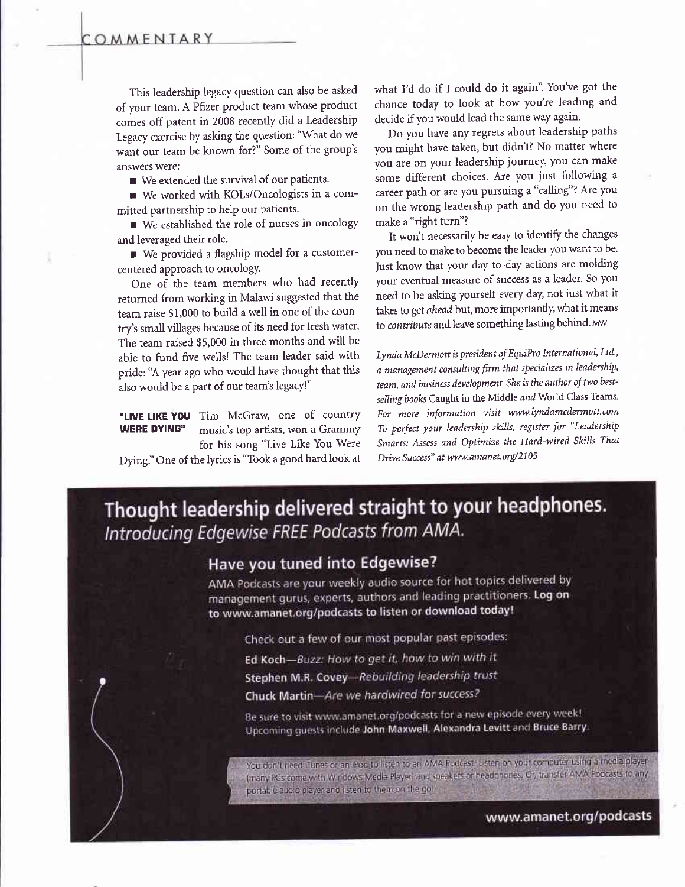This leadership legacy question can also be asked of your team. A Pfizer product team whose product comes off patent in 2008 recently did a Leadership Legacy exercise by asking the question: "What do we want our team be known for?" Some of the group's answers were:

- We extended the survival of our patients.
- We worked with KOLs/Oncologists in a committed partnership to help our patients.
- We established the role of nurses in oncology and leveraged their role.
- We provided a flagship model for a customer-centered approach to oncology.

One of the team members who had recently returned from working in Malawi suggested that the team raise $1,000 to build a well in one of the country's small villages because of its need for fresh water. The team raised $5,000 in three months and will be able to fund five wells! The team leader said with pride: "A year ago who would have thought that this also would be a part of our team's legacy!"

**"LIVE LIKE YOU WERE DYING"** Tim McGraw, one of country music's top artists, won a Grammy for his song "Live Like You Were Dying." One of the lyrics is "Took a good hard look at what I'd do if I could do it again". You've got the chance today to look at how you're leading and decide if you would lead the same way again.

Do you have any regrets about leadership paths you might have taken, but didn't? No matter where you are on your leadership journey, you can make some different choices. Are you just following a career path or are you pursuing a "calling"? Are you on the wrong leadership path and do you need to make a "right turn"?

It won't necessarily be easy to identify the changes you need to make to become the leader you want to be. Just know that your day-to-day actions are molding your eventual measure of success as a leader. So you need to be asking yourself every day, not just what it takes to get *ahead* but, more importantly, what it means to *contribute* and leave something lasting behind. MW

*Lynda McDermott is president of EquiPro International, Ltd., a management consulting firm that specializes in leadership, team, and business development. She is the author of two best-selling books* Caught in the Middle *and* World Class Teams. *For more information visit www.lyndamcdermott.com To perfect your leadership skills, register for "Leadership Smarts: Assess and Optimize the Hard-wired Skills That Drive Success" at www.amanet.org/2105*

## Thought leadership delivered straight to your headphones.

*Introducing Edgewise FREE Podcasts from AMA.*

### Have you tuned into Edgewise?

AMA Podcasts are your weekly audio source for hot topics delivered by management gurus, experts, authors and leading practitioners. **Log on to www.amanet.org/podcasts to listen or download today!**

Check out a few of our most popular past episodes:

**Ed Koch**—*Buzz: How to get it, how to win with it*

**Stephen M.R. Covey**—*Rebuilding leadership trust*

**Chuck Martin**—*Are we hardwired for success?*

Be sure to visit www.amanet.org/podcasts for a new episode every week! Upcoming guests include **John Maxwell, Alexandra Levitt** and **Bruce Barry**.

You don't need iTunes or an iPod to listen to an AMA Podcast. Listen on your computer using a media player (many PCs come with Windows Media Player) and speakers or headphones. Or, transfer AMA Podcasts to any portable audio player and listen to them on the go!

**www.amanet.org/podcasts**